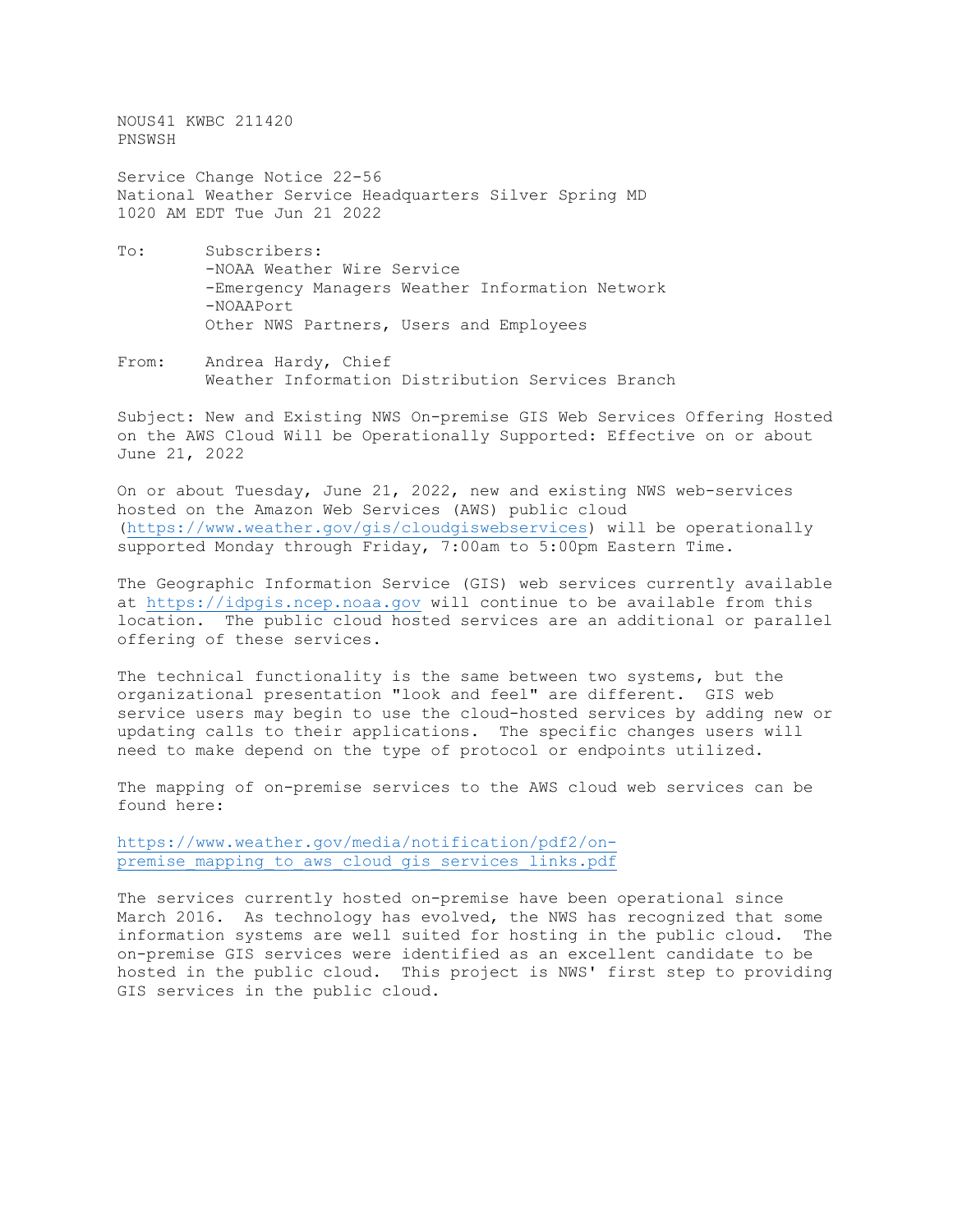NOUS41 KWBC 211420
PNSWSH

Service Change Notice 22-56
National Weather Service Headquarters Silver Spring MD
1020 AM EDT Tue Jun 21 2022

To: Subscribers:
-NOAA Weather Wire Service
-Emergency Managers Weather Information Network
-NOAAPort
Other NWS Partners, Users and Employees

From: Andrea Hardy, Chief
Weather Information Distribution Services Branch

Subject: New and Existing NWS On-premise GIS Web Services Offering Hosted on the AWS Cloud Will be Operationally Supported: Effective on or about June 21, 2022

On or about Tuesday, June 21, 2022, new and existing NWS web-services hosted on the Amazon Web Services (AWS) public cloud (https://www.weather.gov/gis/cloudgiswebservices) will be operationally supported Monday through Friday, 7:00am to 5:00pm Eastern Time.

The Geographic Information Service (GIS) web services currently available at https://idpgis.ncep.noaa.gov will continue to be available from this location. The public cloud hosted services are an additional or parallel offering of these services.

The technical functionality is the same between two systems, but the organizational presentation "look and feel" are different. GIS web service users may begin to use the cloud-hosted services by adding new or updating calls to their applications. The specific changes users will need to make depend on the type of protocol or endpoints utilized.

The mapping of on-premise services to the AWS cloud web services can be found here:

https://www.weather.gov/media/notification/pdf2/on-premise_mapping_to_aws_cloud_gis_services_links.pdf

The services currently hosted on-premise have been operational since March 2016. As technology has evolved, the NWS has recognized that some information systems are well suited for hosting in the public cloud. The on-premise GIS services were identified as an excellent candidate to be hosted in the public cloud. This project is NWS' first step to providing GIS services in the public cloud.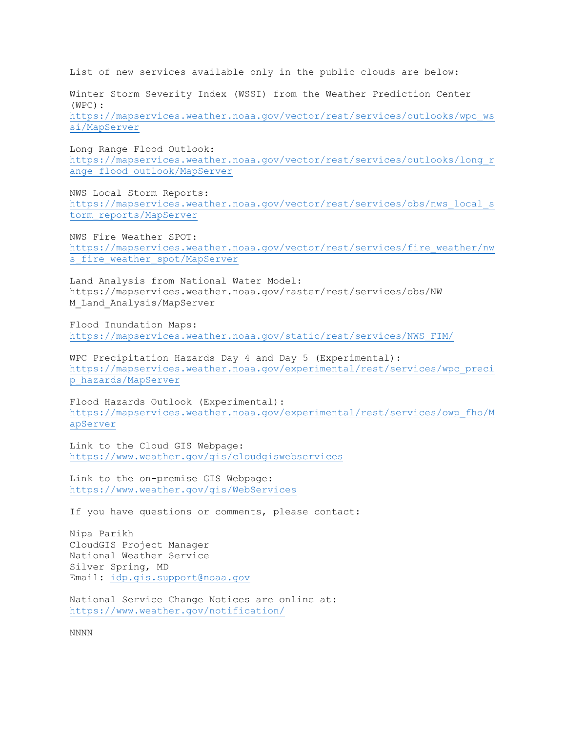List of new services available only in the public clouds are below:

Winter Storm Severity Index (WSSI) from the Weather Prediction Center (WPC):
https://mapservices.weather.noaa.gov/vector/rest/services/outlooks/wpc_wssi/MapServer

Long Range Flood Outlook:
https://mapservices.weather.noaa.gov/vector/rest/services/outlooks/long_range_flood_outlook/MapServer

NWS Local Storm Reports:
https://mapservices.weather.noaa.gov/vector/rest/services/obs/nws_local_storm_reports/MapServer

NWS Fire Weather SPOT:
https://mapservices.weather.noaa.gov/vector/rest/services/fire_weather/nws_fire_weather_spot/MapServer

Land Analysis from National Water Model:
https://mapservices.weather.noaa.gov/raster/rest/services/obs/NWM_Land_Analysis/MapServer

Flood Inundation Maps:
https://mapservices.weather.noaa.gov/static/rest/services/NWS_FIM/

WPC Precipitation Hazards Day 4 and Day 5 (Experimental):
https://mapservices.weather.noaa.gov/experimental/rest/services/wpc_precip_hazards/MapServer

Flood Hazards Outlook (Experimental):
https://mapservices.weather.noaa.gov/experimental/rest/services/owp_fho/MapServer

Link to the Cloud GIS Webpage:
https://www.weather.gov/gis/cloudgiswebservices

Link to the on-premise GIS Webpage:
https://www.weather.gov/gis/WebServices

If you have questions or comments, please contact:

Nipa Parikh
CloudGIS Project Manager
National Weather Service
Silver Spring, MD
Email: idp.gis.support@noaa.gov

National Service Change Notices are online at:
https://www.weather.gov/notification/

NNNN